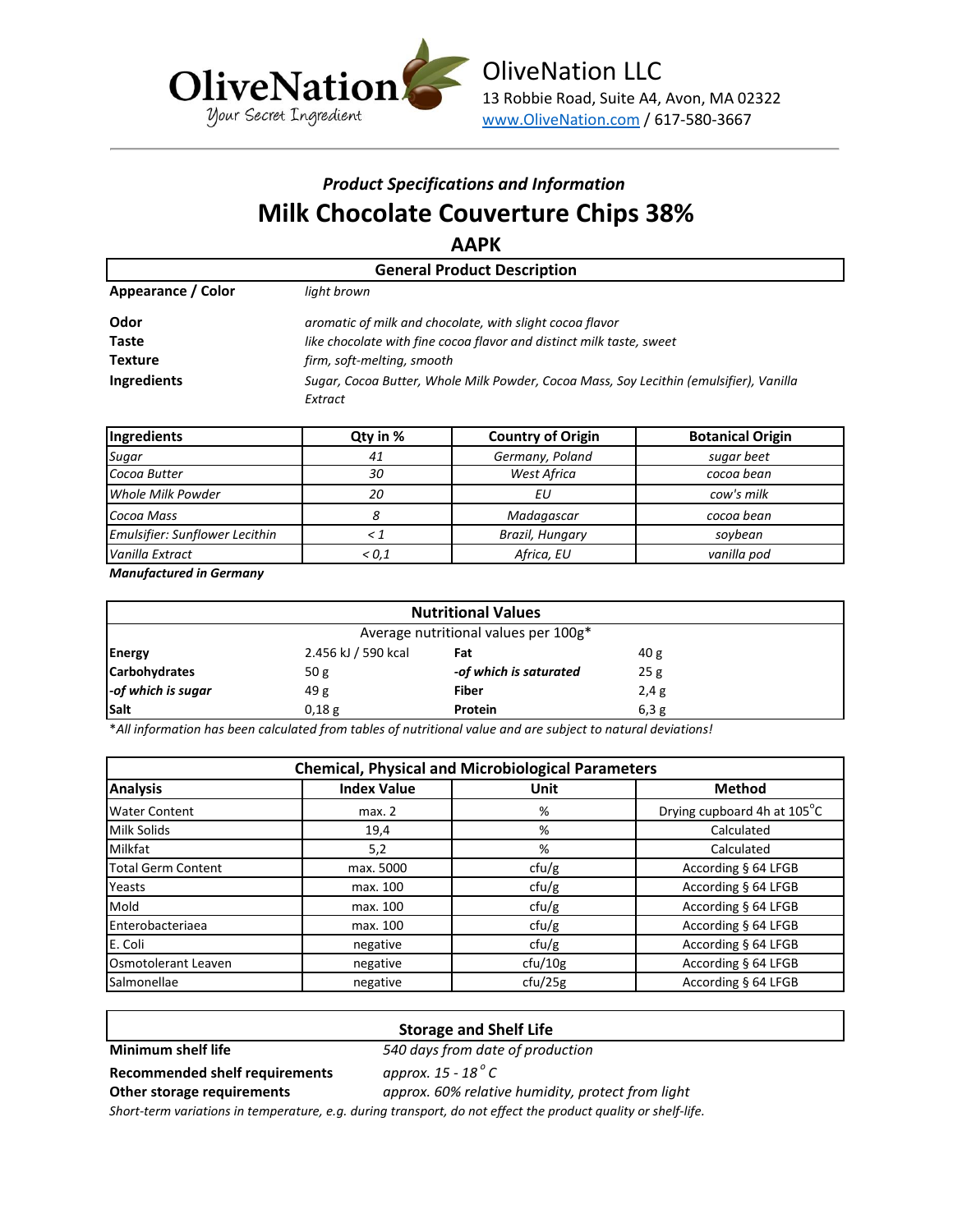OliveNation
*Your Secret Ingredient*

**OliveNation LLC**
13 Robbie Road, Suite A4, Avon, MA 02322
www.OliveNation.com / 617-580-3667

### *Product Specifications and Information*

# Milk Chocolate Couverture Chips 38%

## AAPK

| General Product Description | |
|---|---|
| **Appearance / Color** | *light brown* |
| **Odor** | *aromatic of milk and chocolate, with slight cocoa flavor* |
| **Taste** | *like chocolate with fine cocoa flavor and distinct milk taste, sweet* |
| **Texture** | *firm, soft-melting, smooth* |
| **Ingredients** | *Sugar, Cocoa Butter, Whole Milk Powder, Cocoa Mass, Soy Lecithin (emulsifier), Vanilla Extract* |

| Ingredients | Qty in % | Country of Origin | Botanical Origin |
|---|---|---|---|
| *Sugar* | *41* | *Germany, Poland* | *sugar beet* |
| *Cocoa Butter* | *30* | *West Africa* | *cocoa bean* |
| *Whole Milk Powder* | *20* | *EU* | *cow's milk* |
| *Cocoa Mass* | *8* | *Madagascar* | *cocoa bean* |
| *Emulsifier: Sunflower Lecithin* | *< 1* | *Brazil, Hungary* | *soybean* |
| *Vanilla Extract* | *< 0,1* | *Africa, EU* | *vanilla pod* |

***Manufactured in Germany***

| Nutritional Values | | | |
|---|---|---|---|
| Average nutritional values per 100g* | | | |
| **Energy** | 2.456 kJ / 590 kcal | **Fat** | 40 g |
| **Carbohydrates** | 50 g | ***-of which is saturated*** | 25 g |
| ***-of which is sugar*** | 49 g | **Fiber** | 2,4 g |
| **Salt** | 0,18 g | **Protein** | 6,3 g |

**All information has been calculated from tables of nutritional value and are subject to natural deviations!*

| Chemical, Physical and Microbiological Parameters | | | |
|---|---|---|---|
| **Analysis** | **Index Value** | **Unit** | **Method** |
| Water Content | max. 2 | % | Drying cupboard 4h at 105°C |
| Milk Solids | 19,4 | % | Calculated |
| Milkfat | 5,2 | % | Calculated |
| Total Germ Content | max. 5000 | cfu/g | According § 64 LFGB |
| Yeasts | max. 100 | cfu/g | According § 64 LFGB |
| Mold | max. 100 | cfu/g | According § 64 LFGB |
| Enterobacteriaea | max. 100 | cfu/g | According § 64 LFGB |
| E. Coli | negative | cfu/g | According § 64 LFGB |
| Osmotolerant Leaven | negative | cfu/10g | According § 64 LFGB |
| Salmonellae | negative | cfu/25g | According § 64 LFGB |

| Storage and Shelf Life | |
|---|---|
| **Minimum shelf life** | *540 days from date of production* |
| **Recommended shelf requirements** | *approx. 15 - 18 °C* |
| **Other storage requirements** | *approx. 60% relative humidity, protect from light* |

*Short-term variations in temperature, e.g. during transport, do not effect the product quality or shelf-life.*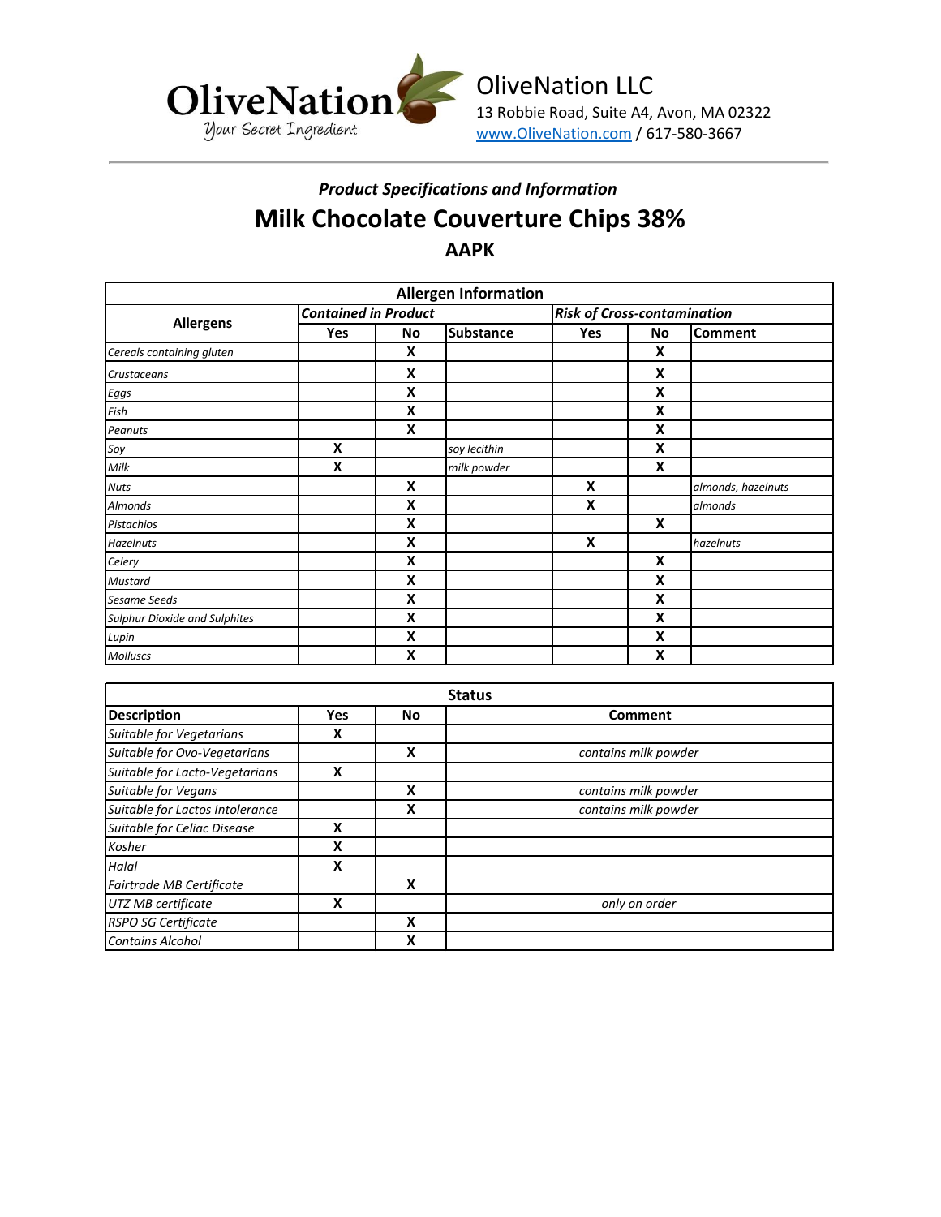OliveNation LLC
13 Robbie Road, Suite A4, Avon, MA 02322
www.OliveNation.com / 617-580-3667

### *Product Specifications and Information*

# Milk Chocolate Couverture Chips 38%

## AAPK

| Allergen Information | | | | | | |
|---|---|---|---|---|---|---|
| **Allergens** | ***Contained in Product*** | | | ***Risk of Cross-contamination*** | | |
| | **Yes** | **No** | **Substance** | **Yes** | **No** | **Comment** |
| *Cereals containing gluten* | | **X** | | | **X** | |
| *Crustaceans* | | **X** | | | **X** | |
| *Eggs* | | **X** | | | **X** | |
| *Fish* | | **X** | | | **X** | |
| *Peanuts* | | **X** | | | **X** | |
| *Soy* | **X** | | *soy lecithin* | | **X** | |
| *Milk* | **X** | | *milk powder* | | **X** | |
| *Nuts* | | **X** | | **X** | | *almonds, hazelnuts* |
| *Almonds* | | **X** | | **X** | | *almonds* |
| *Pistachios* | | **X** | | | **X** | |
| *Hazelnuts* | | **X** | | **X** | | *hazelnuts* |
| *Celery* | | **X** | | | **X** | |
| *Mustard* | | **X** | | | **X** | |
| *Sesame Seeds* | | **X** | | | **X** | |
| *Sulphur Dioxide and Sulphites* | | **X** | | | **X** | |
| *Lupin* | | **X** | | | **X** | |
| *Molluscs* | | **X** | | | **X** | |

| Status | | | |
|---|---|---|---|
| **Description** | **Yes** | **No** | **Comment** |
| *Suitable for Vegetarians* | **X** | | |
| *Suitable for Ovo-Vegetarians* | | **X** | *contains milk powder* |
| *Suitable for Lacto-Vegetarians* | **X** | | |
| *Suitable for Vegans* | | **X** | *contains milk powder* |
| *Suitable for Lactos Intolerance* | | **X** | *contains milk powder* |
| *Suitable for Celiac Disease* | **X** | | |
| *Kosher* | **X** | | |
| *Halal* | **X** | | |
| *Fairtrade MB Certificate* | | **X** | |
| *UTZ MB certificate* | **X** | | *only on order* |
| *RSPO SG Certificate* | | **X** | |
| *Contains Alcohol* | | **X** | |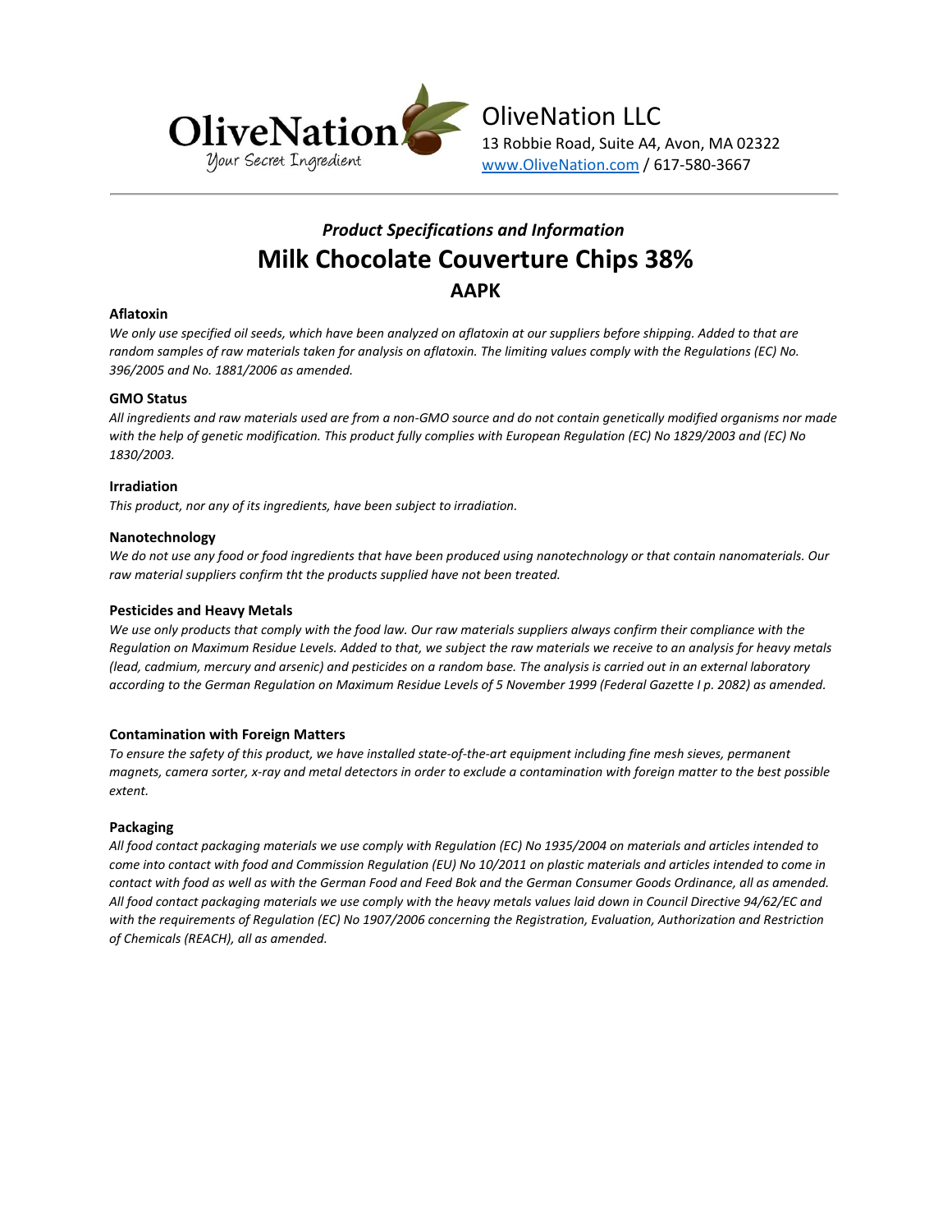OliveNation LLC
13 Robbie Road, Suite A4, Avon, MA 02322
www.OliveNation.com / 617-580-3667

*Product Specifications and Information*

# Milk Chocolate Couverture Chips 38%

## AAPK

**Aflatoxin**

*We only use specified oil seeds, which have been analyzed on aflatoxin at our suppliers before shipping. Added to that are random samples of raw materials taken for analysis on aflatoxin. The limiting values comply with the Regulations (EC) No. 396/2005 and No. 1881/2006 as amended.*

**GMO Status**

*All ingredients and raw materials used are from a non-GMO source and do not contain genetically modified organisms nor made with the help of genetic modification. This product fully complies with European Regulation (EC) No 1829/2003 and (EC) No 1830/2003.*

**Irradiation**

*This product, nor any of its ingredients, have been subject to irradiation.*

**Nanotechnology**

*We do not use any food or food ingredients that have been produced using nanotechnology or that contain nanomaterials. Our raw material suppliers confirm tht the products supplied have not been treated.*

**Pesticides and Heavy Metals**

*We use only products that comply with the food law. Our raw materials suppliers always confirm their compliance with the Regulation on Maximum Residue Levels. Added to that, we subject the raw materials we receive to an analysis for heavy metals (lead, cadmium, mercury and arsenic) and pesticides on a random base. The analysis is carried out in an external laboratory according to the German Regulation on Maximum Residue Levels of 5 November 1999 (Federal Gazette I p. 2082) as amended.*

**Contamination with Foreign Matters**

*To ensure the safety of this product, we have installed state-of-the-art equipment including fine mesh sieves, permanent magnets, camera sorter, x-ray and metal detectors in order to exclude a contamination with foreign matter to the best possible extent.*

**Packaging**

*All food contact packaging materials we use comply with Regulation (EC) No 1935/2004 on materials and articles intended to come into contact with food and Commission Regulation (EU) No 10/2011 on plastic materials and articles intended to come in contact with food as well as with the German Food and Feed Bok and the German Consumer Goods Ordinance, all as amended. All food contact packaging materials we use comply with the heavy metals values laid down in Council Directive 94/62/EC and with the requirements of Regulation (EC) No 1907/2006 concerning the Registration, Evaluation, Authorization and Restriction of Chemicals (REACH), all as amended.*